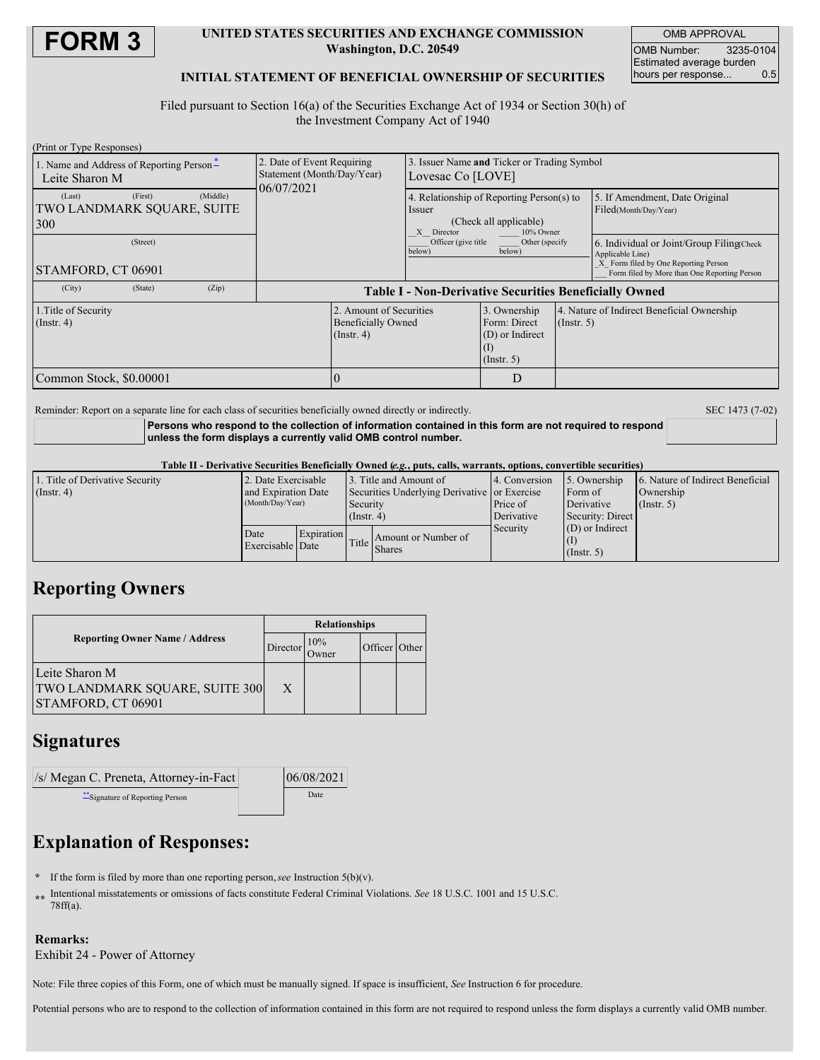# FORM 3

**UNITED STATES SECURITIES AND EXCHANGE COMMISSION**
**Washington, D.C. 20549**

**INITIAL STATEMENT OF BENEFICIAL OWNERSHIP OF SECURITIES**

| OMB APPROVAL | |
|---|---|
| OMB Number: | 3235-0104 |
| Estimated average burden hours per response... | 0.5 |

Filed pursuant to Section 16(a) of the Securities Exchange Act of 1934 or Section 30(h) of the Investment Company Act of 1940

(Print or Type Responses)

| 1. Name and Address of Reporting Person* | 2. Date of Event Requiring Statement (Month/Day/Year) | 3. Issuer Name and Ticker or Trading Symbol |
|---|---|---|
| Leite Sharon M<br>(Last) (First) (Middle)<br>TWO LANDMARK SQUARE, SUITE 300<br>(Street)<br>STAMFORD, CT 06901<br>(City) (State) (Zip) | 06/07/2021 | Lovesac Co [LOVE] |
| | | 4. Relationship of Reporting Person(s) to Issuer (Check all applicable)<br>_X_ Director ___ 10% Owner<br>___ Officer (give title below) ___ Other (specify below) |
| | | 5. If Amendment, Date Original Filed(Month/Day/Year) |
| | | 6. Individual or Joint/Group Filing(Check Applicable Line)<br>_X_ Form filed by One Reporting Person<br>___ Form filed by More than One Reporting Person |

**Table I - Non-Derivative Securities Beneficially Owned**

| 1.Title of Security (Instr. 4) | 2. Amount of Securities Beneficially Owned (Instr. 4) | 3. Ownership Form: Direct (D) or Indirect (I) (Instr. 5) | 4. Nature of Indirect Beneficial Ownership (Instr. 5) |
|---|---|---|---|
| Common Stock, $0.00001 | 0 | D | |

Reminder: Report on a separate line for each class of securities beneficially owned directly or indirectly.

SEC 1473 (7-02)

**Persons who respond to the collection of information contained in this form are not required to respond unless the form displays a currently valid OMB control number.**

**Table II - Derivative Securities Beneficially Owned (*e.g.*, puts, calls, warrants, options, convertible securities)**

| 1. Title of Derivative Security (Instr. 4) | 2. Date Exercisable and Expiration Date (Month/Day/Year) | | 3. Title and Amount of Securities Underlying Derivative Security (Instr. 4) | | 4. Conversion or Exercise Price of Derivative Security | 5. Ownership Form of Derivative Security: Direct (D) or Indirect (I) (Instr. 5) | 6. Nature of Indirect Beneficial Ownership (Instr. 5) |
|---|---|---|---|---|---|---|---|
| | Date Exercisable | Expiration Date | Title | Amount or Number of Shares | | | |

## Reporting Owners

| Reporting Owner Name / Address | Relationships | | | |
|---|---|---|---|---|
| | Director | 10% Owner | Officer | Other |
| Leite Sharon M<br>TWO LANDMARK SQUARE, SUITE 300<br>STAMFORD, CT 06901 | X | | | |

## Signatures

| /s/ Megan C. Preneta, Attorney-in-Fact | 06/08/2021 |
|---|---|
| **Signature of Reporting Person | Date |

## Explanation of Responses:

\* If the form is filed by more than one reporting person, *see* Instruction 5(b)(v).

\*\* Intentional misstatements or omissions of facts constitute Federal Criminal Violations. *See* 18 U.S.C. 1001 and 15 U.S.C. 78ff(a).

**Remarks:**
Exhibit 24 - Power of Attorney

Note: File three copies of this Form, one of which must be manually signed. If space is insufficient, *See* Instruction 6 for procedure.

Potential persons who are to respond to the collection of information contained in this form are not required to respond unless the form displays a currently valid OMB number.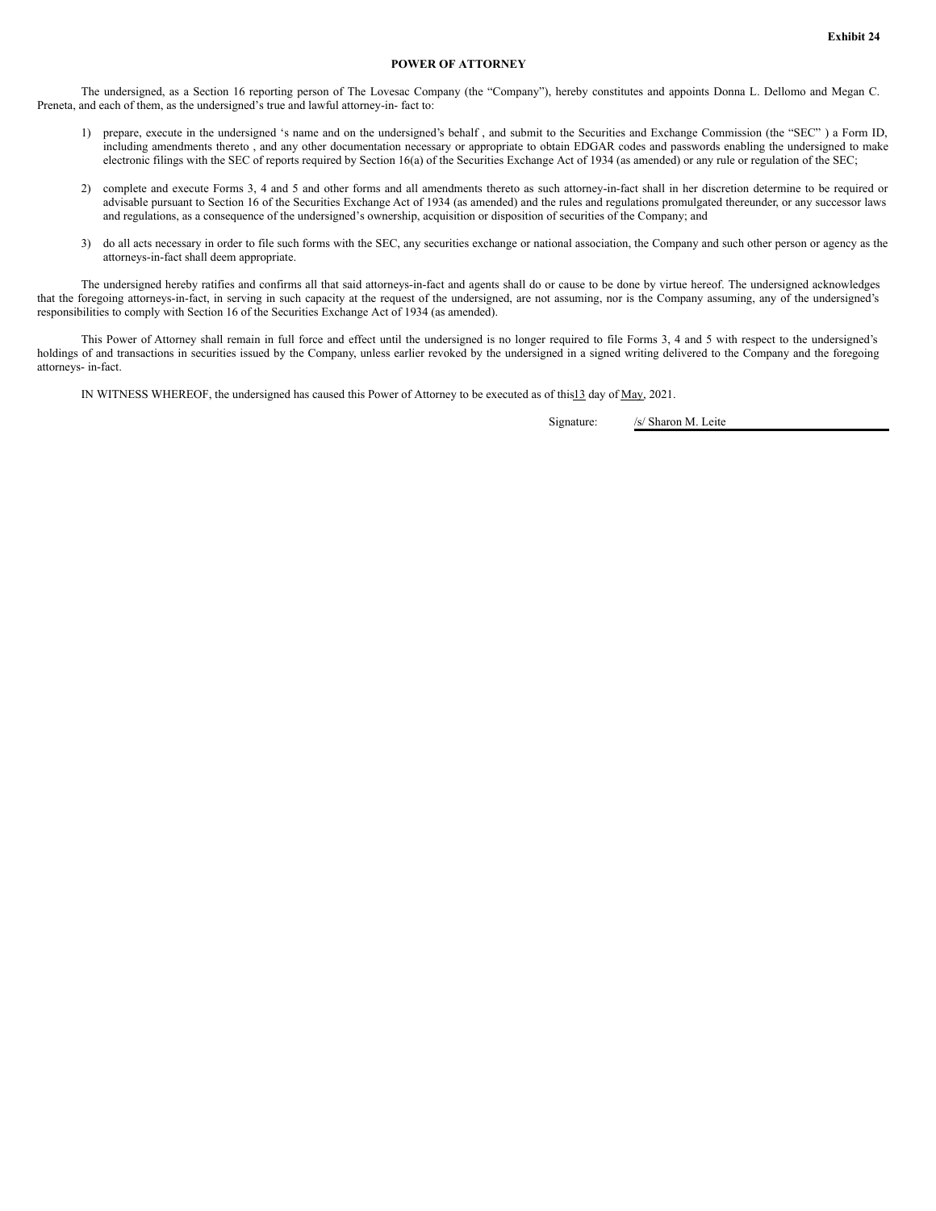Exhibit 24

**POWER OF ATTORNEY**

The undersigned, as a Section 16 reporting person of The Lovesac Company (the "Company"), hereby constitutes and appoints Donna L. Dellomo and Megan C. Preneta, and each of them, as the undersigned's true and lawful attorney-in- fact to:

1) prepare, execute in the undersigned 's name and on the undersigned's behalf , and submit to the Securities and Exchange Commission (the "SEC" ) a Form ID, including amendments thereto , and any other documentation necessary or appropriate to obtain EDGAR codes and passwords enabling the undersigned to make electronic filings with the SEC of reports required by Section 16(a) of the Securities Exchange Act of 1934 (as amended) or any rule or regulation of the SEC;

2) complete and execute Forms 3, 4 and 5 and other forms and all amendments thereto as such attorney-in-fact shall in her discretion determine to be required or advisable pursuant to Section 16 of the Securities Exchange Act of 1934 (as amended) and the rules and regulations promulgated thereunder, or any successor laws and regulations, as a consequence of the undersigned's ownership, acquisition or disposition of securities of the Company; and

3) do all acts necessary in order to file such forms with the SEC, any securities exchange or national association, the Company and such other person or agency as the attorneys-in-fact shall deem appropriate.

The undersigned hereby ratifies and confirms all that said attorneys-in-fact and agents shall do or cause to be done by virtue hereof. The undersigned acknowledges that the foregoing attorneys-in-fact, in serving in such capacity at the request of the undersigned, are not assuming, nor is the Company assuming, any of the undersigned's responsibilities to comply with Section 16 of the Securities Exchange Act of 1934 (as amended).

This Power of Attorney shall remain in full force and effect until the undersigned is no longer required to file Forms 3, 4 and 5 with respect to the undersigned's holdings of and transactions in securities issued by the Company, unless earlier revoked by the undersigned in a signed writing delivered to the Company and the foregoing attorneys- in-fact.

IN WITNESS WHEREOF, the undersigned has caused this Power of Attorney to be executed as of this 13 day of May, 2021.

Signature: /s/ Sharon M. Leite